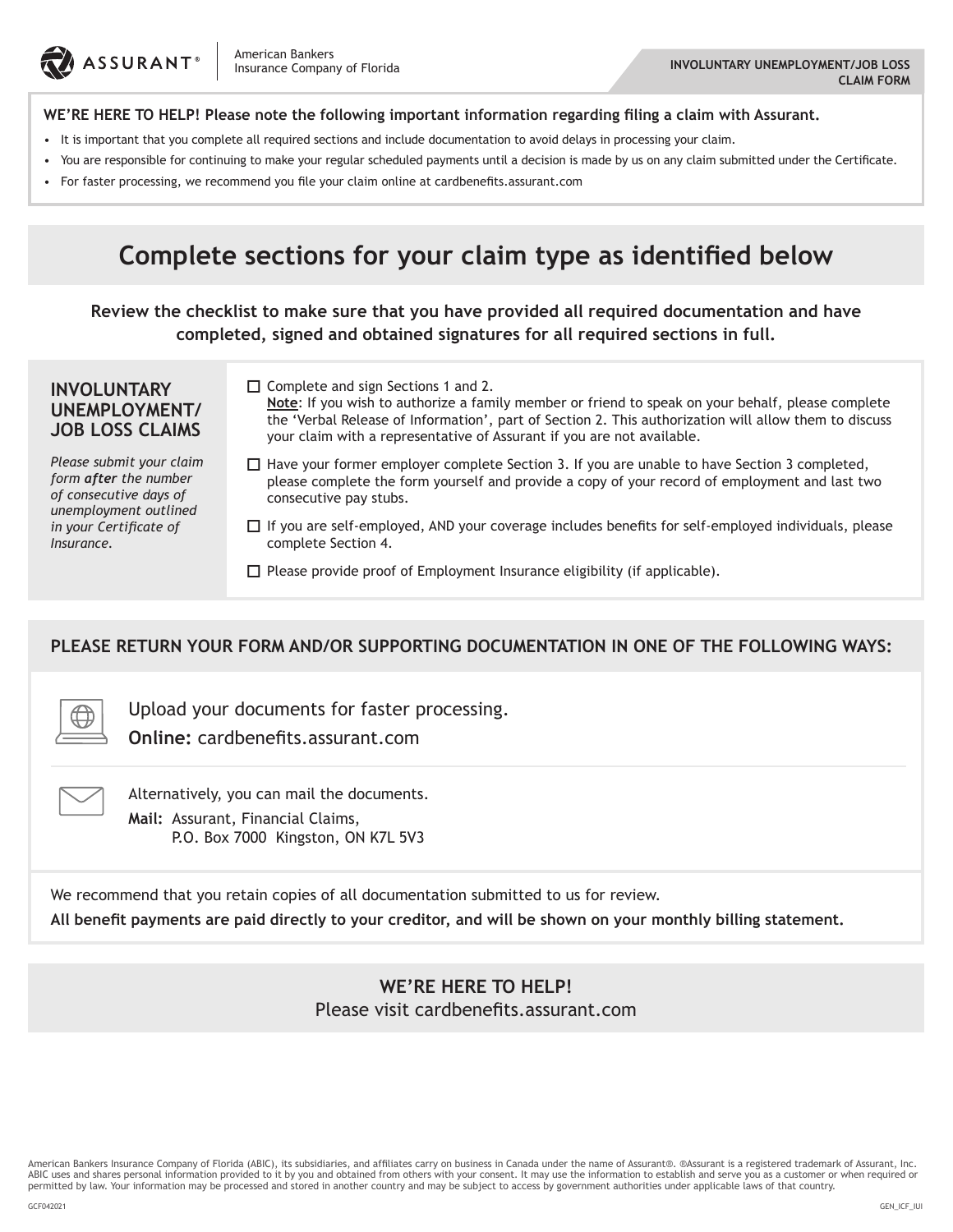ASSURANT® | American Bankers Insurance Company of Florida

**INVOLUNTARY UNEMPLOYMENT/JOB LOSS CLAIM FORM**

**WE'RE HERE TO HELP! Please note the following important information regarding filing a claim with Assurant.**

- It is important that you complete all required sections and include documentation to avoid delays in processing your claim.
- You are responsible for continuing to make your regular scheduled payments until a decision is made by us on any claim submitted under the Certificate.
- For faster processing, we recommend you file your claim online at cardbenefits.assurant.com

# Complete sections for your claim type as identified below

**Review the checklist to make sure that you have provided all required documentation and have completed, signed and obtained signatures for all required sections in full.**

## INVOLUNTARY UNEMPLOYMENT/ JOB LOSS CLAIMS

*Please submit your claim form **after** the number of consecutive days of unemployment outlined in your Certificate of Insurance.*

- ☐ Complete and sign Sections 1 and 2.
  **Note**: If you wish to authorize a family member or friend to speak on your behalf, please complete the 'Verbal Release of Information', part of Section 2. This authorization will allow them to discuss your claim with a representative of Assurant if you are not available.
- ☐ Have your former employer complete Section 3. If you are unable to have Section 3 completed, please complete the form yourself and provide a copy of your record of employment and last two consecutive pay stubs.
- ☐ If you are self-employed, AND your coverage includes benefits for self-employed individuals, please complete Section 4.
- ☐ Please provide proof of Employment Insurance eligibility (if applicable).

## PLEASE RETURN YOUR FORM AND/OR SUPPORTING DOCUMENTATION IN ONE OF THE FOLLOWING WAYS:

Upload your documents for faster processing.
**Online:** cardbenefits.assurant.com

Alternatively, you can mail the documents.
**Mail:** Assurant, Financial Claims,
P.O. Box 7000 Kingston, ON K7L 5V3

We recommend that you retain copies of all documentation submitted to us for review.

**All benefit payments are paid directly to your creditor, and will be shown on your monthly billing statement.**

**WE'RE HERE TO HELP!**
Please visit cardbenefits.assurant.com

American Bankers Insurance Company of Florida (ABIC), its subsidiaries, and affiliates carry on business in Canada under the name of Assurant®. ®Assurant is a registered trademark of Assurant, Inc. ABIC uses and shares personal information provided to it by you and obtained from others with your consent. It may use the information to establish and serve you as a customer or when required or permitted by law. Your information may be processed and stored in another country and may be subject to access by government authorities under applicable laws of that country.

GCF042021 GEN_ICF_IUI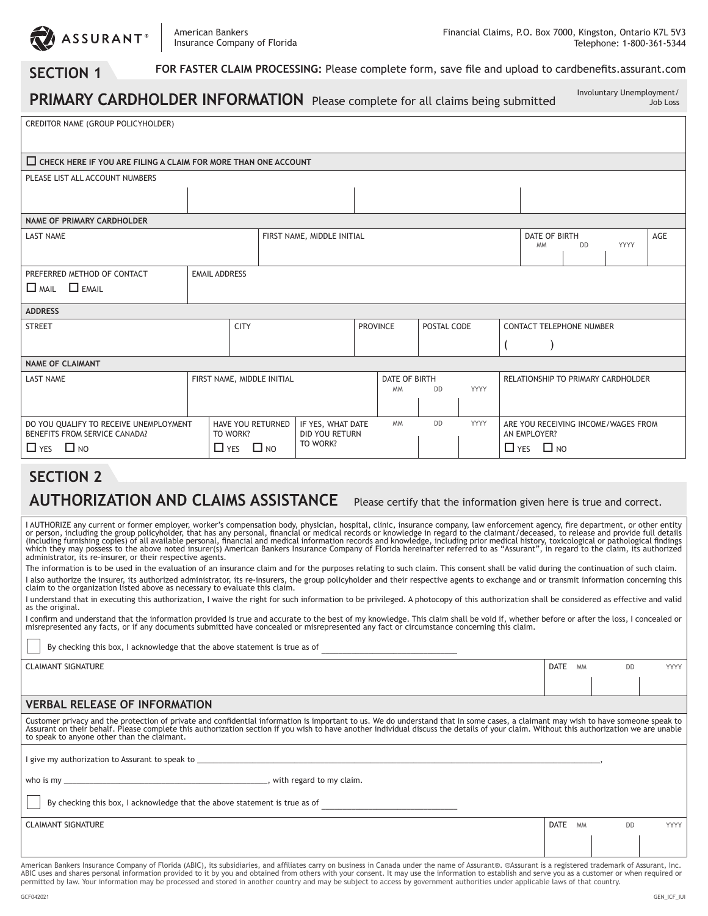ASSURANT®

American Bankers Insurance Company of Florida

Financial Claims, P.O. Box 7000, Kingston, Ontario K7L 5V3
Telephone: 1-800-361-5344

## SECTION 1

**FOR FASTER CLAIM PROCESSING:** Please complete form, save file and upload to cardbenefits.assurant.com

## PRIMARY CARDHOLDER INFORMATION

Please complete for all claims being submitted

Involuntary Unemployment/ Job Loss

CREDITOR NAME (GROUP POLICYHOLDER)

☐ **CHECK HERE IF YOU ARE FILING A CLAIM FOR MORE THAN ONE ACCOUNT**

PLEASE LIST ALL ACCOUNT NUMBERS

| | | | |
|---|---|---|---|
| | | | |

**NAME OF PRIMARY CARDHOLDER**

| LAST NAME | FIRST NAME, MIDDLE INITIAL | DATE OF BIRTH (MM / DD / YYYY) | AGE |
|---|---|---|---|
| | | | |

| PREFERRED METHOD OF CONTACT | EMAIL ADDRESS |
|---|---|
| ☐ MAIL ☐ EMAIL | |

**ADDRESS**

| STREET | CITY | PROVINCE | POSTAL CODE | CONTACT TELEPHONE NUMBER |
|---|---|---|---|---|
| | | | | ( ) |

**NAME OF CLAIMANT**

| LAST NAME | FIRST NAME, MIDDLE INITIAL | DATE OF BIRTH (MM / DD / YYYY) | RELATIONSHIP TO PRIMARY CARDHOLDER |
|---|---|---|---|
| | | | |

| DO YOU QUALIFY TO RECEIVE UNEMPLOYMENT BENEFITS FROM SERVICE CANADA? | HAVE YOU RETURNED TO WORK? | IF YES, WHAT DATE DID YOU RETURN TO WORK? (MM / DD / YYYY) | ARE YOU RECEIVING INCOME/WAGES FROM AN EMPLOYER? |
|---|---|---|---|
| ☐ YES ☐ NO | ☐ YES ☐ NO | | ☐ YES ☐ NO |

## SECTION 2

## AUTHORIZATION AND CLAIMS ASSISTANCE

Please certify that the information given here is true and correct.

I AUTHORIZE any current or former employer, worker's compensation body, physician, hospital, clinic, insurance company, law enforcement agency, fire department, or other entity or person, including the group policyholder, that has any personal, financial or medical records or knowledge in regard to the claimant/deceased, to release and provide full details (including furnishing copies) of all available personal, financial and medical information records and knowledge, including prior medical history, toxicological or pathological findings which they may possess to the above noted insurer(s) American Bankers Insurance Company of Florida hereinafter referred to as "Assurant", in regard to the claim, its authorized administrator, its re-insurer, or their respective agents.

The information is to be used in the evaluation of an insurance claim and for the purposes relating to such claim. This consent shall be valid during the continuation of such claim.

I also authorize the insurer, its authorized administrator, its re-insurers, the group policyholder and their respective agents to exchange and or transmit information concerning this claim to the organization listed above as necessary to evaluate this claim.

I understand that in executing this authorization, I waive the right for such information to be privileged. A photocopy of this authorization shall be considered as effective and valid as the original.

I confirm and understand that the information provided is true and accurate to the best of my knowledge. This claim shall be void if, whether before or after the loss, I concealed or misrepresented any facts, or if any documents submitted have concealed or misrepresented any fact or circumstance concerning this claim.

☐ By checking this box, I acknowledge that the above statement is true as of ______________________________

| CLAIMANT SIGNATURE | DATE (MM / DD / YYYY) |
|---|---|
| | |

### VERBAL RELEASE OF INFORMATION

Customer privacy and the protection of private and confidential information is important to us. We do understand that in some cases, a claimant may wish to have someone speak to Assurant on their behalf. Please complete this authorization section if you wish to have another individual discuss the details of your claim. Without this authorization we are unable to speak to anyone other than the claimant.

I give my authorization to Assurant to speak to ______________________________________________________________________,

who is my ______________________________________________, with regard to my claim.

☐ By checking this box, I acknowledge that the above statement is true as of ______________________________

| CLAIMANT SIGNATURE | DATE (MM / DD / YYYY) |
|---|---|
| | |

American Bankers Insurance Company of Florida (ABIC), its subsidiaries, and affiliates carry on business in Canada under the name of Assurant®. ®Assurant is a registered trademark of Assurant, Inc. ABIC uses and shares personal information provided to it by you and obtained from others with your consent. It may use the information to establish and serve you as a customer or when required or permitted by law. Your information may be processed and stored in another country and may be subject to access by government authorities under applicable laws of that country.

GCF042021 GEN_ICF_IUI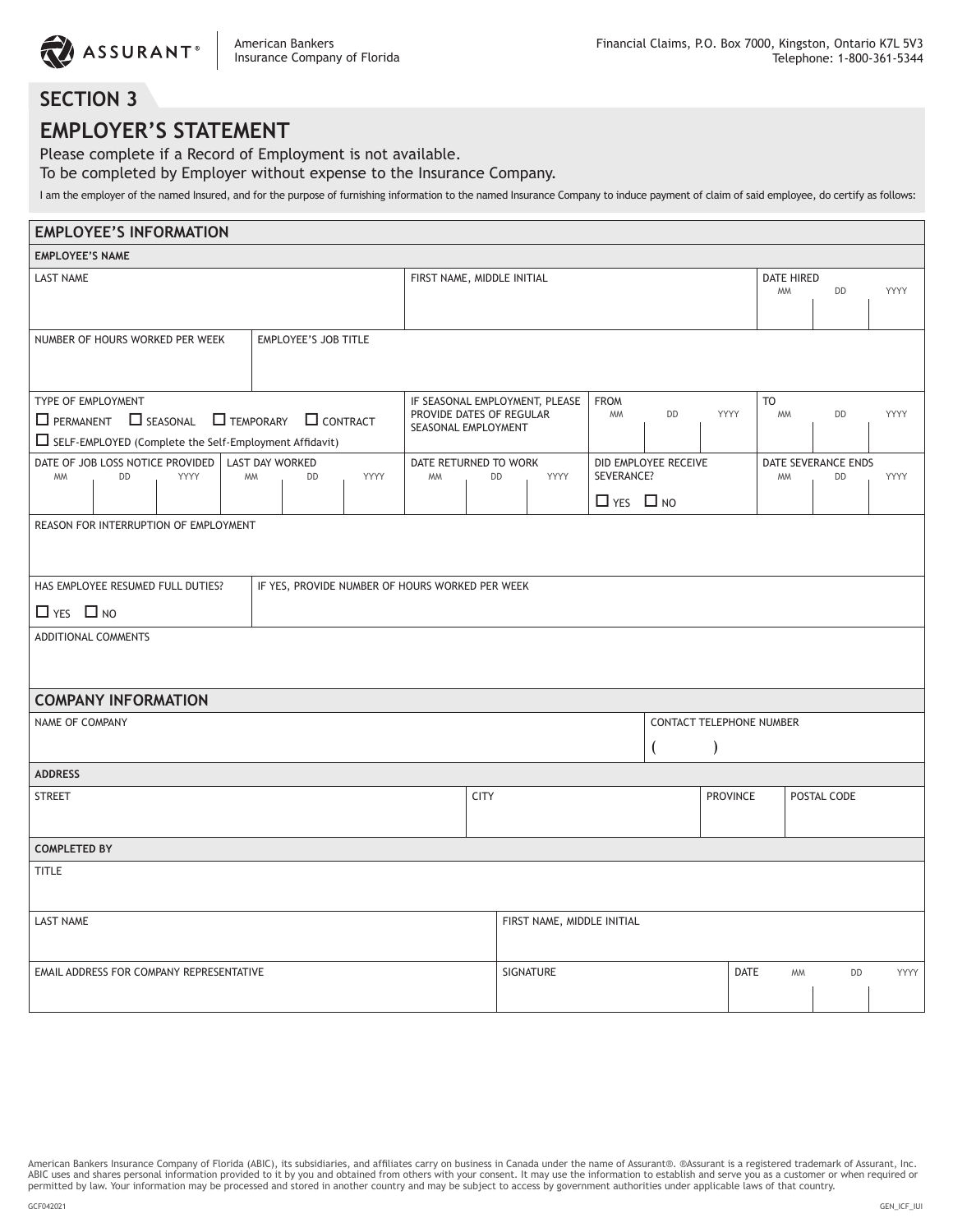American Bankers Insurance Company of Florida

Financial Claims, P.O. Box 7000, Kingston, Ontario K7L 5V3
Telephone: 1-800-361-5344

# SECTION 3

## EMPLOYER'S STATEMENT

Please complete if a Record of Employment is not available.
To be completed by Employer without expense to the Insurance Company.

I am the employer of the named Insured, and for the purpose of furnishing information to the named Insurance Company to induce payment of claim of said employee, do certify as follows:

### EMPLOYEE'S INFORMATION

**EMPLOYEE'S NAME**

| LAST NAME | FIRST NAME, MIDDLE INITIAL | DATE HIRED (MM / DD / YYYY) |
|---|---|---|
| | | |

| NUMBER OF HOURS WORKED PER WEEK | EMPLOYEE'S JOB TITLE |
|---|---|
| | |

| TYPE OF EMPLOYMENT | IF SEASONAL EMPLOYMENT, PLEASE PROVIDE DATES OF REGULAR SEASONAL EMPLOYMENT | FROM (MM / DD / YYYY) | TO (MM / DD / YYYY) |
|---|---|---|---|
| ☐ PERMANENT ☐ SEASONAL ☐ TEMPORARY ☐ CONTRACT<br>☐ SELF-EMPLOYED (Complete the Self-Employment Affidavit) | | | |

| DATE OF JOB LOSS NOTICE PROVIDED (MM / DD / YYYY) | LAST DAY WORKED (MM / DD / YYYY) | DATE RETURNED TO WORK (MM / DD / YYYY) | DID EMPLOYEE RECEIVE SEVERANCE? | DATE SEVERANCE ENDS (MM / DD / YYYY) |
|---|---|---|---|---|
| | | | ☐ YES ☐ NO | |

| REASON FOR INTERRUPTION OF EMPLOYMENT |
|---|
| |

| HAS EMPLOYEE RESUMED FULL DUTIES? | IF YES, PROVIDE NUMBER OF HOURS WORKED PER WEEK |
|---|---|
| ☐ YES ☐ NO | |

| ADDITIONAL COMMENTS |
|---|
| |

### COMPANY INFORMATION

| NAME OF COMPANY | CONTACT TELEPHONE NUMBER |
|---|---|
| | ( ) |

**ADDRESS**

| STREET | CITY | PROVINCE | POSTAL CODE |
|---|---|---|---|
| | | | |

**COMPLETED BY**

| TITLE |
|---|
| |

| LAST NAME | FIRST NAME, MIDDLE INITIAL |
|---|---|
| | |

| EMAIL ADDRESS FOR COMPANY REPRESENTATIVE | SIGNATURE | DATE (MM / DD / YYYY) |
|---|---|---|
| | | |

American Bankers Insurance Company of Florida (ABIC), its subsidiaries, and affiliates carry on business in Canada under the name of Assurant®. ®Assurant is a registered trademark of Assurant, Inc. ABIC uses and shares personal information provided to it by you and obtained from others with your consent. It may use the information to establish and serve you as a customer or when required or permitted by law. Your information may be processed and stored in another country and may be subject to access by government authorities under applicable laws of that country.

GCF042021

GEN_ICF_IUI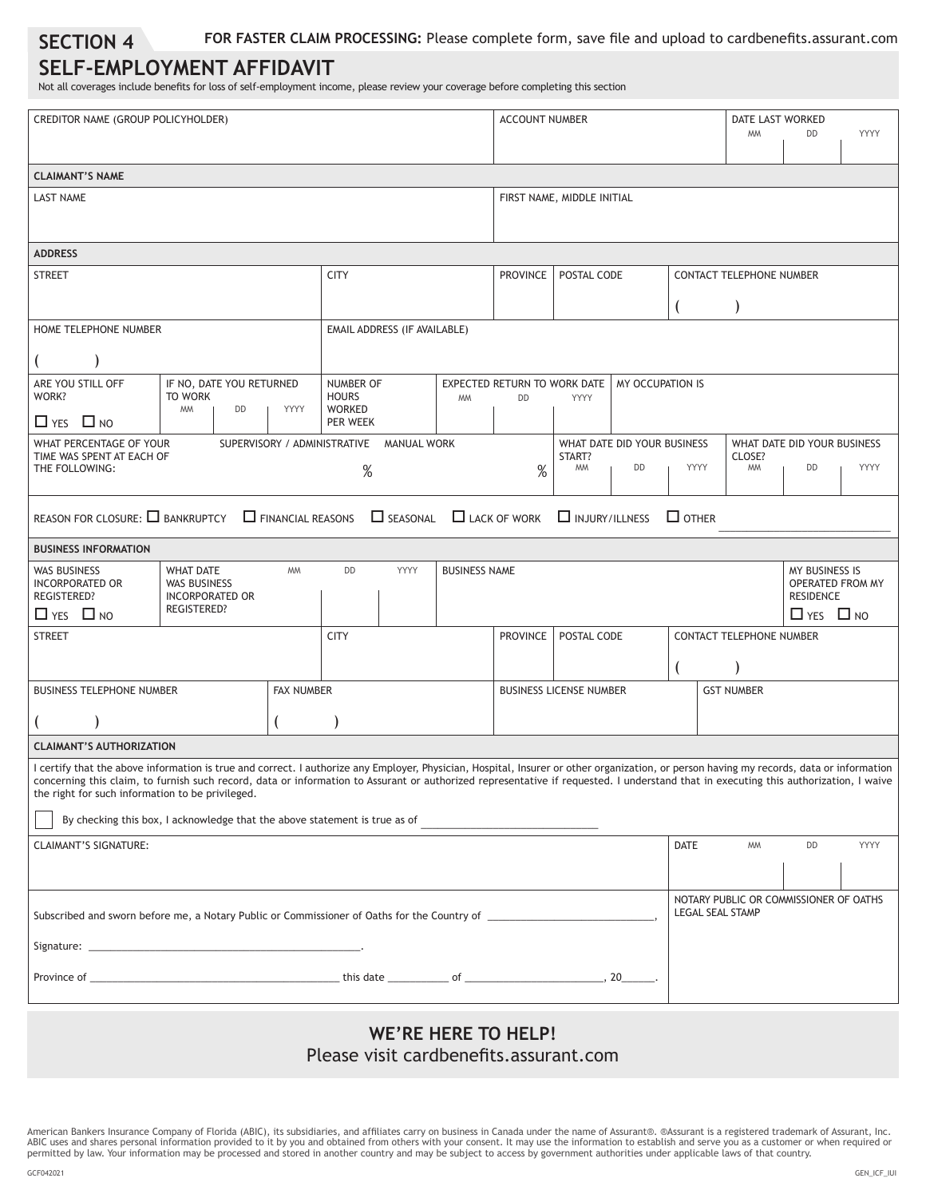## SECTION 4

**FOR FASTER CLAIM PROCESSING:** Please complete form, save file and upload to cardbenefits.assurant.com

# SELF-EMPLOYMENT AFFIDAVIT

Not all coverages include benefits for loss of self-employment income, please review your coverage before completing this section

| | | |
|---|---|---|
| CREDITOR NAME (GROUP POLICYHOLDER) | ACCOUNT NUMBER | DATE LAST WORKED MM DD YYYY |

**CLAIMANT'S NAME**

| | |
|---|---|
| LAST NAME | FIRST NAME, MIDDLE INITIAL |

**ADDRESS**

| | | | | |
|---|---|---|---|---|
| STREET | CITY | PROVINCE | POSTAL CODE | CONTACT TELEPHONE NUMBER ( ) |

| | |
|---|---|
| HOME TELEPHONE NUMBER ( ) | EMAIL ADDRESS (IF AVAILABLE) |

| | | | | |
|---|---|---|---|---|
| ARE YOU STILL OFF WORK? ☐ YES ☐ NO | IF NO, DATE YOU RETURNED TO WORK MM DD YYYY | NUMBER OF HOURS WORKED PER WEEK | EXPECTED RETURN TO WORK DATE MM DD YYYY | MY OCCUPATION IS |

| | | | | |
|---|---|---|---|---|
| WHAT PERCENTAGE OF YOUR TIME WAS SPENT AT EACH OF THE FOLLOWING: | SUPERVISORY / ADMINISTRATIVE % | MANUAL WORK % | WHAT DATE DID YOUR BUSINESS START? MM DD YYYY | WHAT DATE DID YOUR BUSINESS CLOSE? MM DD YYYY |

REASON FOR CLOSURE: ☐ BANKRUPTCY ☐ FINANCIAL REASONS ☐ SEASONAL ☐ LACK OF WORK ☐ INJURY/ILLNESS ☐ OTHER ____________________

**BUSINESS INFORMATION**

| | | | |
|---|---|---|---|
| WAS BUSINESS INCORPORATED OR REGISTERED? ☐ YES ☐ NO | WHAT DATE WAS BUSINESS INCORPORATED OR REGISTERED? MM DD YYYY | BUSINESS NAME | MY BUSINESS IS OPERATED FROM MY RESIDENCE ☐ YES ☐ NO |

| | | | | |
|---|---|---|---|---|
| STREET | CITY | PROVINCE | POSTAL CODE | CONTACT TELEPHONE NUMBER ( ) |

| | | | |
|---|---|---|---|
| BUSINESS TELEPHONE NUMBER ( ) | FAX NUMBER ( ) | BUSINESS LICENSE NUMBER | GST NUMBER |

**CLAIMANT'S AUTHORIZATION**

I certify that the above information is true and correct. I authorize any Employer, Physician, Hospital, Insurer or other organization, or person having my records, data or information concerning this claim, to furnish such record, data or information to Assurant or authorized representative if requested. I understand that in executing this authorization, I waive the right for such information to be privileged.

☐ By checking this box, I acknowledge that the above statement is true as of ____________________

| | |
|---|---|
| CLAIMANT'S SIGNATURE: | DATE MM DD YYYY |

Subscribed and sworn before me, a Notary Public or Commissioner of Oaths for the Country of ____________________,

Signature: ____________________.

Province of ____________________ this date __________ of ____________________, 20______.

NOTARY PUBLIC OR COMMISSIONER OF OATHS LEGAL SEAL STAMP

**WE'RE HERE TO HELP!**
Please visit cardbenefits.assurant.com

American Bankers Insurance Company of Florida (ABIC), its subsidiaries, and affiliates carry on business in Canada under the name of Assurant®. ®Assurant is a registered trademark of Assurant, Inc. ABIC uses and shares personal information provided to it by you and obtained from others with your consent. It may use the information to establish and serve you as a customer or when required or permitted by law. Your information may be processed and stored in another country and may be subject to access by government authorities under applicable laws of that country.

GCF042021 GEN_ICF_IUI